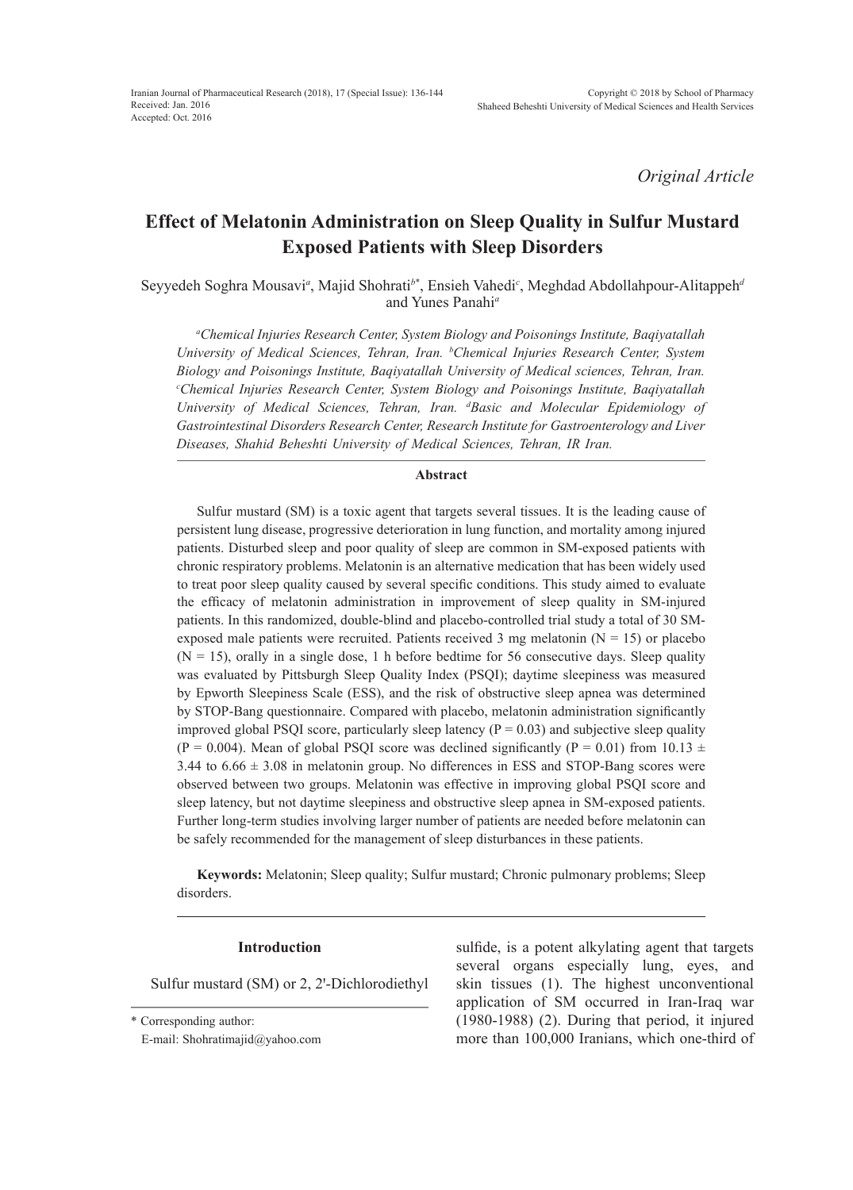Received: Jan. 2016
Accepted: Oct. 2016

*Original Article*

# Effect of Melatonin Administration on Sleep Quality in Sulfur Mustard Exposed Patients with Sleep Disorders

Seyyedeh Soghra Mousavi[a], Majid Shohrati[b*], Ensieh Vahedi[c], Meghdad Abdollahpour-Alitappeh[d] and Yunes Panahi[a]

*[a]Chemical Injuries Research Center, System Biology and Poisonings Institute, Baqiyatallah University of Medical Sciences, Tehran, Iran. [b]Chemical Injuries Research Center, System Biology and Poisonings Institute, Baqiyatallah University of Medical sciences, Tehran, Iran. [c]Chemical Injuries Research Center, System Biology and Poisonings Institute, Baqiyatallah University of Medical Sciences, Tehran, Iran. [d]Basic and Molecular Epidemiology of Gastrointestinal Disorders Research Center, Research Institute for Gastroenterology and Liver Diseases, Shahid Beheshti University of Medical Sciences, Tehran, IR Iran.*

## Abstract

Sulfur mustard (SM) is a toxic agent that targets several tissues. It is the leading cause of persistent lung disease, progressive deterioration in lung function, and mortality among injured patients. Disturbed sleep and poor quality of sleep are common in SM-exposed patients with chronic respiratory problems. Melatonin is an alternative medication that has been widely used to treat poor sleep quality caused by several specific conditions. This study aimed to evaluate the efficacy of melatonin administration in improvement of sleep quality in SM-injured patients. In this randomized, double-blind and placebo-controlled trial study a total of 30 SM-exposed male patients were recruited. Patients received 3 mg melatonin (N = 15) or placebo (N = 15), orally in a single dose, 1 h before bedtime for 56 consecutive days. Sleep quality was evaluated by Pittsburgh Sleep Quality Index (PSQI); daytime sleepiness was measured by Epworth Sleepiness Scale (ESS), and the risk of obstructive sleep apnea was determined by STOP-Bang questionnaire. Compared with placebo, melatonin administration significantly improved global PSQI score, particularly sleep latency (P = 0.03) and subjective sleep quality (P = 0.004). Mean of global PSQI score was declined significantly (P = 0.01) from 10.13 ± 3.44 to 6.66 ± 3.08 in melatonin group. No differences in ESS and STOP-Bang scores were observed between two groups. Melatonin was effective in improving global PSQI score and sleep latency, but not daytime sleepiness and obstructive sleep apnea in SM-exposed patients. Further long-term studies involving larger number of patients are needed before melatonin can be safely recommended for the management of sleep disturbances in these patients.

**Keywords:** Melatonin; Sleep quality; Sulfur mustard; Chronic pulmonary problems; Sleep disorders.

## Introduction

Sulfur mustard (SM) or 2, 2'-Dichlorodiethyl sulfide, is a potent alkylating agent that targets several organs especially lung, eyes, and skin tissues (1). The highest unconventional application of SM occurred in Iran-Iraq war (1980-1988) (2). During that period, it injured more than 100,000 Iranians, which one-third of

\* Corresponding author:
E-mail: Shohratimajid@yahoo.com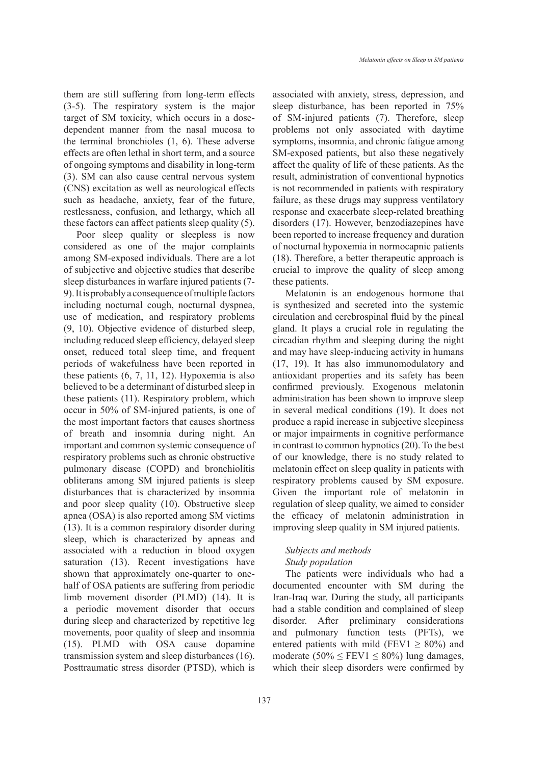them are still suffering from long-term effects (3-5). The respiratory system is the major target of SM toxicity, which occurs in a dose-dependent manner from the nasal mucosa to the terminal bronchioles (1, 6). These adverse effects are often lethal in short term, and a source of ongoing symptoms and disability in long-term (3). SM can also cause central nervous system (CNS) excitation as well as neurological effects such as headache, anxiety, fear of the future, restlessness, confusion, and lethargy, which all these factors can affect patients sleep quality (5).

Poor sleep quality or sleepless is now considered as one of the major complaints among SM-exposed individuals. There are a lot of subjective and objective studies that describe sleep disturbances in warfare injured patients (7-9). It is probably a consequence of multiple factors including nocturnal cough, nocturnal dyspnea, use of medication, and respiratory problems (9, 10). Objective evidence of disturbed sleep, including reduced sleep efficiency, delayed sleep onset, reduced total sleep time, and frequent periods of wakefulness have been reported in these patients (6, 7, 11, 12). Hypoxemia is also believed to be a determinant of disturbed sleep in these patients (11). Respiratory problem, which occur in 50% of SM-injured patients, is one of the most important factors that causes shortness of breath and insomnia during night. An important and common systemic consequence of respiratory problems such as chronic obstructive pulmonary disease (COPD) and bronchiolitis obliterans among SM injured patients is sleep disturbances that is characterized by insomnia and poor sleep quality (10). Obstructive sleep apnea (OSA) is also reported among SM victims (13). It is a common respiratory disorder during sleep, which is characterized by apneas and associated with a reduction in blood oxygen saturation (13). Recent investigations have shown that approximately one-quarter to one-half of OSA patients are suffering from periodic limb movement disorder (PLMD) (14). It is a periodic movement disorder that occurs during sleep and characterized by repetitive leg movements, poor quality of sleep and insomnia (15). PLMD with OSA cause dopamine transmission system and sleep disturbances (16). Posttraumatic stress disorder (PTSD), which is associated with anxiety, stress, depression, and sleep disturbance, has been reported in 75% of SM-injured patients (7). Therefore, sleep problems not only associated with daytime symptoms, insomnia, and chronic fatigue among SM-exposed patients, but also these negatively affect the quality of life of these patients. As the result, administration of conventional hypnotics is not recommended in patients with respiratory failure, as these drugs may suppress ventilatory response and exacerbate sleep-related breathing disorders (17). However, benzodiazepines have been reported to increase frequency and duration of nocturnal hypoxemia in normocapnic patients (18). Therefore, a better therapeutic approach is crucial to improve the quality of sleep among these patients.

Melatonin is an endogenous hormone that is synthesized and secreted into the systemic circulation and cerebrospinal fluid by the pineal gland. It plays a crucial role in regulating the circadian rhythm and sleeping during the night and may have sleep-inducing activity in humans (17, 19). It has also immunomodulatory and antioxidant properties and its safety has been confirmed previously. Exogenous melatonin administration has been shown to improve sleep in several medical conditions (19). It does not produce a rapid increase in subjective sleepiness or major impairments in cognitive performance in contrast to common hypnotics (20). To the best of our knowledge, there is no study related to melatonin effect on sleep quality in patients with respiratory problems caused by SM exposure. Given the important role of melatonin in regulation of sleep quality, we aimed to consider the efficacy of melatonin administration in improving sleep quality in SM injured patients.

## *Subjects and methods*

### *Study population*

The patients were individuals who had a documented encounter with SM during the Iran-Iraq war. During the study, all participants had a stable condition and complained of sleep disorder. After preliminary considerations and pulmonary function tests (PFTs), we entered patients with mild (FEV1 $\geq$ 80%) and moderate (50% $\leq$ FEV1 $\leq$ 80%) lung damages, which their sleep disorders were confirmed by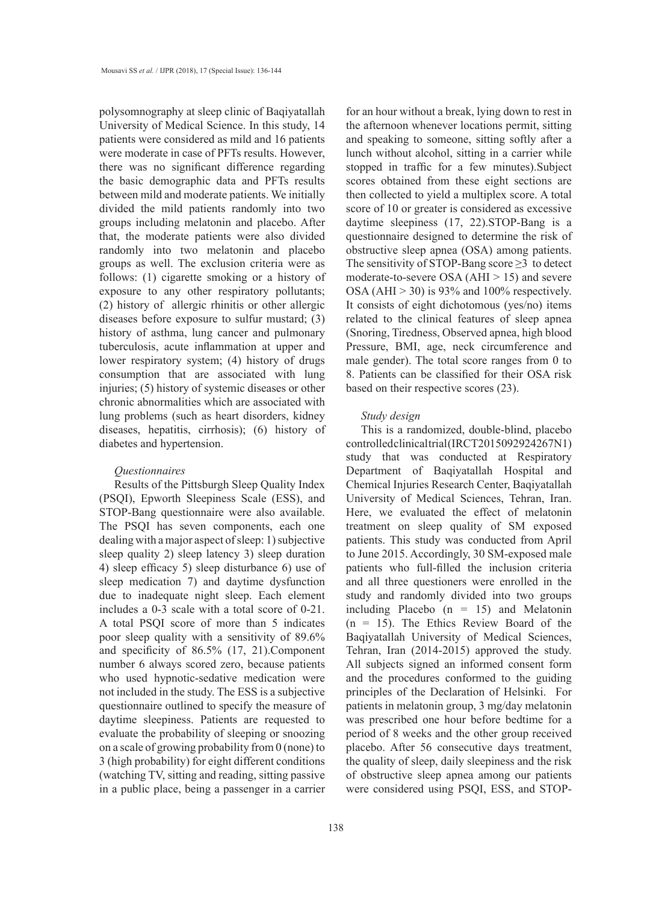polysomnography at sleep clinic of Baqiyatallah University of Medical Science. In this study, 14 patients were considered as mild and 16 patients were moderate in case of PFTs results. However, there was no significant difference regarding the basic demographic data and PFTs results between mild and moderate patients. We initially divided the mild patients randomly into two groups including melatonin and placebo. After that, the moderate patients were also divided randomly into two melatonin and placebo groups as well. The exclusion criteria were as follows: (1) cigarette smoking or a history of exposure to any other respiratory pollutants; (2) history of allergic rhinitis or other allergic diseases before exposure to sulfur mustard; (3) history of asthma, lung cancer and pulmonary tuberculosis, acute inflammation at upper and lower respiratory system; (4) history of drugs consumption that are associated with lung injuries; (5) history of systemic diseases or other chronic abnormalities which are associated with lung problems (such as heart disorders, kidney diseases, hepatitis, cirrhosis); (6) history of diabetes and hypertension.

*Questionnaires*

Results of the Pittsburgh Sleep Quality Index (PSQI), Epworth Sleepiness Scale (ESS), and STOP-Bang questionnaire were also available. The PSQI has seven components, each one dealing with a major aspect of sleep: 1) subjective sleep quality 2) sleep latency 3) sleep duration 4) sleep efficacy 5) sleep disturbance 6) use of sleep medication 7) and daytime dysfunction due to inadequate night sleep. Each element includes a 0-3 scale with a total score of 0-21. A total PSQI score of more than 5 indicates poor sleep quality with a sensitivity of 89.6% and specificity of 86.5% (17, 21).Component number 6 always scored zero, because patients who used hypnotic-sedative medication were not included in the study. The ESS is a subjective questionnaire outlined to specify the measure of daytime sleepiness. Patients are requested to evaluate the probability of sleeping or snoozing on a scale of growing probability from 0 (none) to 3 (high probability) for eight different conditions (watching TV, sitting and reading, sitting passive in a public place, being a passenger in a carrier for an hour without a break, lying down to rest in the afternoon whenever locations permit, sitting and speaking to someone, sitting softly after a lunch without alcohol, sitting in a carrier while stopped in traffic for a few minutes).Subject scores obtained from these eight sections are then collected to yield a multiplex score. A total score of 10 or greater is considered as excessive daytime sleepiness (17, 22).STOP-Bang is a questionnaire designed to determine the risk of obstructive sleep apnea (OSA) among patients. The sensitivity of STOP-Bang score $\geq 3$ to detect moderate-to-severe OSA (AHI > 15) and severe OSA (AHI > 30) is 93% and 100% respectively. It consists of eight dichotomous (yes/no) items related to the clinical features of sleep apnea (Snoring, Tiredness, Observed apnea, high blood Pressure, BMI, age, neck circumference and male gender). The total score ranges from 0 to 8. Patients can be classified for their OSA risk based on their respective scores (23).

*Study design*

This is a randomized, double-blind, placebo controlled clinical trial (IRCT2015092924267N1) study that was conducted at Respiratory Department of Baqiyatallah Hospital and Chemical Injuries Research Center, Baqiyatallah University of Medical Sciences, Tehran, Iran. Here, we evaluated the effect of melatonin treatment on sleep quality of SM exposed patients. This study was conducted from April to June 2015. Accordingly, 30 SM-exposed male patients who full-filled the inclusion criteria and all three questioners were enrolled in the study and randomly divided into two groups including Placebo (n = 15) and Melatonin (n = 15). The Ethics Review Board of the Baqiyatallah University of Medical Sciences, Tehran, Iran (2014-2015) approved the study. All subjects signed an informed consent form and the procedures conformed to the guiding principles of the Declaration of Helsinki. For patients in melatonin group, 3 mg/day melatonin was prescribed one hour before bedtime for a period of 8 weeks and the other group received placebo. After 56 consecutive days treatment, the quality of sleep, daily sleepiness and the risk of obstructive sleep apnea among our patients were considered using PSQI, ESS, and STOP-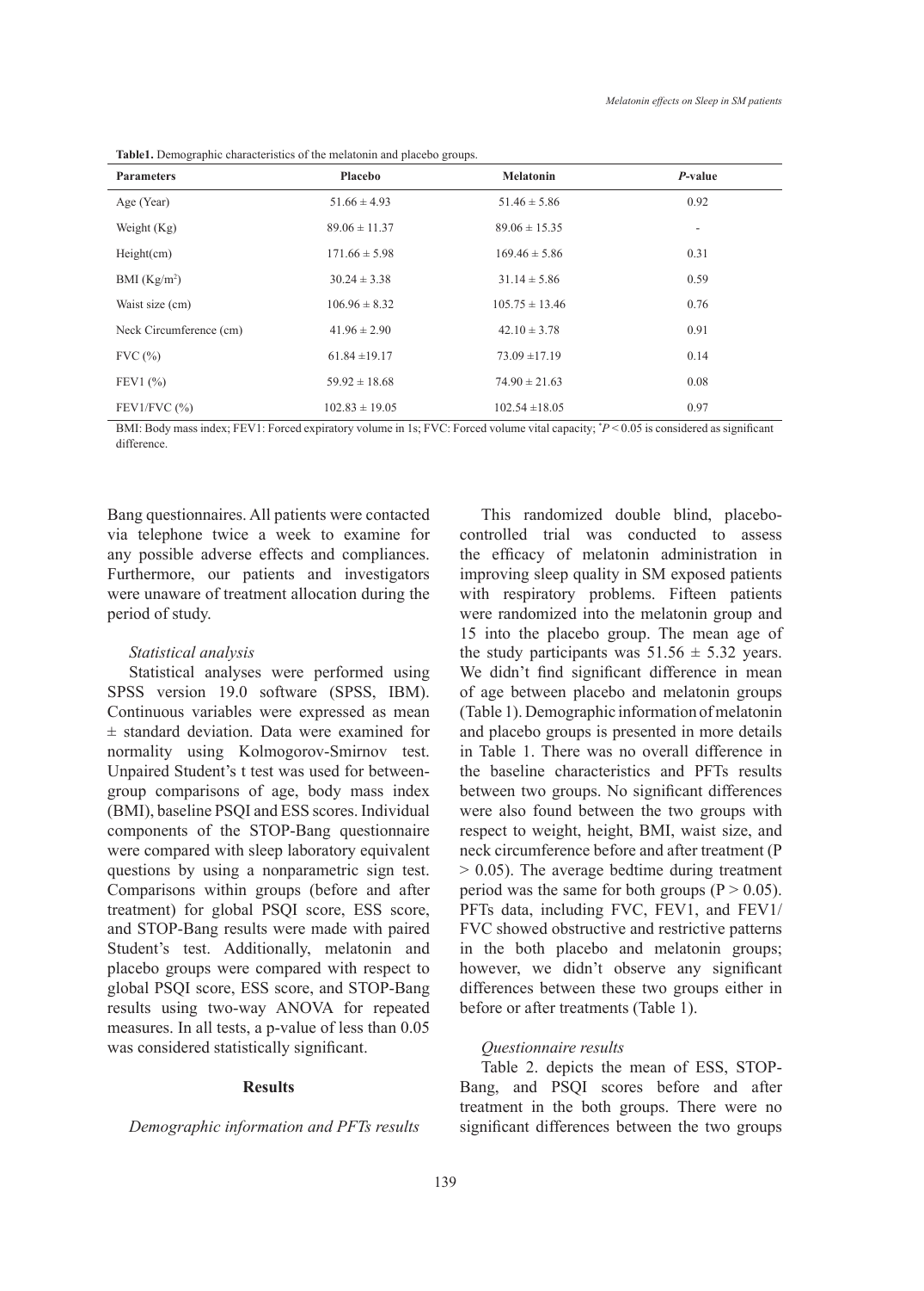**Table1.** Demographic characteristics of the melatonin and placebo groups.

| Parameters | Placebo | Melatonin | *P*-value |
|---|---|---|---|
| Age (Year) | 51.66 ± 4.93 | 51.46 ± 5.86 | 0.92 |
| Weight (Kg) | 89.06 ± 11.37 | 89.06 ± 15.35 | - |
| Height(cm) | 171.66 ± 5.98 | 169.46 ± 5.86 | 0.31 |
| BMI ($Kg/m^2$) | 30.24 ± 3.38 | 31.14 ± 5.86 | 0.59 |
| Waist size (cm) | 106.96 ± 8.32 | 105.75 ± 13.46 | 0.76 |
| Neck Circumference (cm) | 41.96 ± 2.90 | 42.10 ± 3.78 | 0.91 |
| FVC (%) | 61.84 ±19.17 | 73.09 ±17.19 | 0.14 |
| FEV1 (%) | 59.92 ± 18.68 | 74.90 ± 21.63 | 0.08 |
| FEV1/FVC (%) | 102.83 ± 19.05 | 102.54 ±18.05 | 0.97 |

BMI: Body mass index; FEV1: Forced expiratory volume in 1s; FVC: Forced volume vital capacity; $^*P < 0.05$ is considered as significant difference.

Bang questionnaires. All patients were contacted via telephone twice a week to examine for any possible adverse effects and compliances. Furthermore, our patients and investigators were unaware of treatment allocation during the period of study.

*Statistical analysis*

Statistical analyses were performed using SPSS version 19.0 software (SPSS, IBM). Continuous variables were expressed as mean ± standard deviation. Data were examined for normality using Kolmogorov-Smirnov test. Unpaired Student's t test was used for between-group comparisons of age, body mass index (BMI), baseline PSQI and ESS scores. Individual components of the STOP-Bang questionnaire were compared with sleep laboratory equivalent questions by using a nonparametric sign test. Comparisons within groups (before and after treatment) for global PSQI score, ESS score, and STOP-Bang results were made with paired Student's test. Additionally, melatonin and placebo groups were compared with respect to global PSQI score, ESS score, and STOP-Bang results using two-way ANOVA for repeated measures. In all tests, a p-value of less than 0.05 was considered statistically significant.

## Results

*Demographic information and PFTs results*

This randomized double blind, placebo-controlled trial was conducted to assess the efficacy of melatonin administration in improving sleep quality in SM exposed patients with respiratory problems. Fifteen patients were randomized into the melatonin group and 15 into the placebo group. The mean age of the study participants was 51.56 ± 5.32 years. We didn't find significant difference in mean of age between placebo and melatonin groups (Table 1). Demographic information of melatonin and placebo groups is presented in more details in Table 1. There was no overall difference in the baseline characteristics and PFTs results between two groups. No significant differences were also found between the two groups with respect to weight, height, BMI, waist size, and neck circumference before and after treatment ($P > 0.05$). The average bedtime during treatment period was the same for both groups ($P > 0.05$). PFTs data, including FVC, FEV1, and FEV1/FVC showed obstructive and restrictive patterns in the both placebo and melatonin groups; however, we didn't observe any significant differences between these two groups either in before or after treatments (Table 1).

*Questionnaire results*

Table 2. depicts the mean of ESS, STOP-Bang, and PSQI scores before and after treatment in the both groups. There were no significant differences between the two groups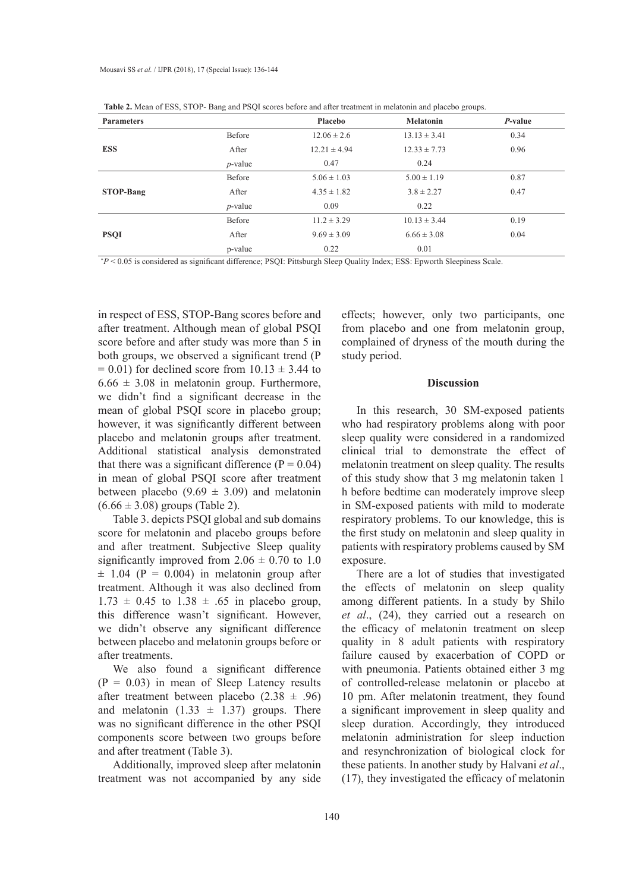**Table 2.** Mean of ESS, STOP- Bang and PSQI scores before and after treatment in melatonin and placebo groups.

| Parameters | | Placebo | Melatonin | *P*-value |
|---|---|---|---|---|
| **ESS** | Before | 12.06 ± 2.6 | 13.13 ± 3.41 | 0.34 |
| | After | 12.21 ± 4.94 | 12.33 ± 7.73 | 0.96 |
| | *p*-value | 0.47 | 0.24 | |
| **STOP-Bang** | Before | 5.06 ± 1.03 | 5.00 ± 1.19 | 0.87 |
| | After | 4.35 ± 1.82 | 3.8 ± 2.27 | 0.47 |
| | *p*-value | 0.09 | 0.22 | |
| **PSQI** | Before | 11.2 ± 3.29 | 10.13 ± 3.44 | 0.19 |
| | After | 9.69 ± 3.09 | 6.66 ± 3.08 | 0.04 |
| | p-value | 0.22 | 0.01 | |

*$P < 0.05$ is considered as significant difference; PSQI: Pittsburgh Sleep Quality Index; ESS: Epworth Sleepiness Scale.

in respect of ESS, STOP-Bang scores before and after treatment. Although mean of global PSQI score before and after study was more than 5 in both groups, we observed a significant trend ($P = 0.01$) for declined score from 10.13 ± 3.44 to 6.66 ± 3.08 in melatonin group. Furthermore, we didn't find a significant decrease in the mean of global PSQI score in placebo group; however, it was significantly different between placebo and melatonin groups after treatment. Additional statistical analysis demonstrated that there was a significant difference ($P = 0.04$) in mean of global PSQI score after treatment between placebo (9.69 ± 3.09) and melatonin (6.66 ± 3.08) groups (Table 2).

Table 3. depicts PSQI global and sub domains score for melatonin and placebo groups before and after treatment. Subjective Sleep quality significantly improved from 2.06 ± 0.70 to 1.0 ± 1.04 ($P = 0.004$) in melatonin group after treatment. Although it was also declined from 1.73 ± 0.45 to 1.38 ± .65 in placebo group, this difference wasn't significant. However, we didn't observe any significant difference between placebo and melatonin groups before or after treatments.

We also found a significant difference ($P = 0.03$) in mean of Sleep Latency results after treatment between placebo (2.38 ± .96) and melatonin (1.33 ± 1.37) groups. There was no significant difference in the other PSQI components score between two groups before and after treatment (Table 3).

Additionally, improved sleep after melatonin treatment was not accompanied by any side effects; however, only two participants, one from placebo and one from melatonin group, complained of dryness of the mouth during the study period.

## Discussion

In this research, 30 SM-exposed patients who had respiratory problems along with poor sleep quality were considered in a randomized clinical trial to demonstrate the effect of melatonin treatment on sleep quality. The results of this study show that 3 mg melatonin taken 1 h before bedtime can moderately improve sleep in SM-exposed patients with mild to moderate respiratory problems. To our knowledge, this is the first study on melatonin and sleep quality in patients with respiratory problems caused by SM exposure.

There are a lot of studies that investigated the effects of melatonin on sleep quality among different patients. In a study by Shilo *et al*., (24), they carried out a research on the efficacy of melatonin treatment on sleep quality in 8 adult patients with respiratory failure caused by exacerbation of COPD or with pneumonia. Patients obtained either 3 mg of controlled-release melatonin or placebo at 10 pm. After melatonin treatment, they found a significant improvement in sleep quality and sleep duration. Accordingly, they introduced melatonin administration for sleep induction and resynchronization of biological clock for these patients. In another study by Halvani *et al*., (17), they investigated the efficacy of melatonin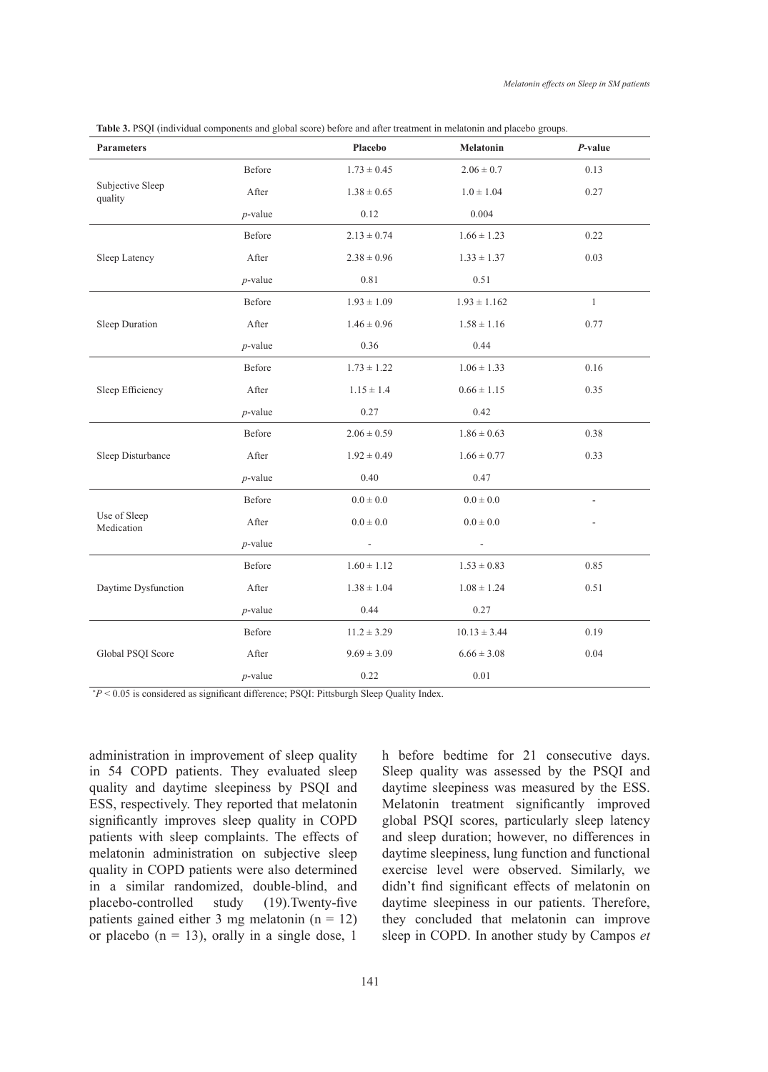**Table 3.** PSQI (individual components and global score) before and after treatment in melatonin and placebo groups.

| Parameters | | Placebo | Melatonin | *P*-value |
|---|---|---|---|---|
| Subjective Sleep quality | Before | 1.73 ± 0.45 | 2.06 ± 0.7 | 0.13 |
| | After | 1.38 ± 0.65 | 1.0 ± 1.04 | 0.27 |
| | *p*-value | 0.12 | 0.004 | |
| Sleep Latency | Before | 2.13 ± 0.74 | 1.66 ± 1.23 | 0.22 |
| | After | 2.38 ± 0.96 | 1.33 ± 1.37 | 0.03 |
| | *p*-value | 0.81 | 0.51 | |
| Sleep Duration | Before | 1.93 ± 1.09 | 1.93 ± 1.162 | 1 |
| | After | 1.46 ± 0.96 | 1.58 ± 1.16 | 0.77 |
| | *p*-value | 0.36 | 0.44 | |
| Sleep Efficiency | Before | 1.73 ± 1.22 | 1.06 ± 1.33 | 0.16 |
| | After | 1.15 ± 1.4 | 0.66 ± 1.15 | 0.35 |
| | *p*-value | 0.27 | 0.42 | |
| Sleep Disturbance | Before | 2.06 ± 0.59 | 1.86 ± 0.63 | 0.38 |
| | After | 1.92 ± 0.49 | 1.66 ± 0.77 | 0.33 |
| | *p*-value | 0.40 | 0.47 | |
| Use of Sleep Medication | Before | 0.0 ± 0.0 | 0.0 ± 0.0 | - |
| | After | 0.0 ± 0.0 | 0.0 ± 0.0 | - |
| | *p*-value | - | - | |
| Daytime Dysfunction | Before | 1.60 ± 1.12 | 1.53 ± 0.83 | 0.85 |
| | After | 1.38 ± 1.04 | 1.08 ± 1.24 | 0.51 |
| | *p*-value | 0.44 | 0.27 | |
| Global PSQI Score | Before | 11.2 ± 3.29 | 10.13 ± 3.44 | 0.19 |
| | After | 9.69 ± 3.09 | 6.66 ± 3.08 | 0.04 |
| | *p*-value | 0.22 | 0.01 | |

$^{*}P < 0.05$ is considered as significant difference; PSQI: Pittsburgh Sleep Quality Index.

administration in improvement of sleep quality in 54 COPD patients. They evaluated sleep quality and daytime sleepiness by PSQI and ESS, respectively. They reported that melatonin significantly improves sleep quality in COPD patients with sleep complaints. The effects of melatonin administration on subjective sleep quality in COPD patients were also determined in a similar randomized, double-blind, and placebo-controlled study (19).Twenty-five patients gained either 3 mg melatonin (n = 12) or placebo (n = 13), orally in a single dose, 1 h before bedtime for 21 consecutive days. Sleep quality was assessed by the PSQI and daytime sleepiness was measured by the ESS. Melatonin treatment significantly improved global PSQI scores, particularly sleep latency and sleep duration; however, no differences in daytime sleepiness, lung function and functional exercise level were observed. Similarly, we didn't find significant effects of melatonin on daytime sleepiness in our patients. Therefore, they concluded that melatonin can improve sleep in COPD. In another study by Campos *et*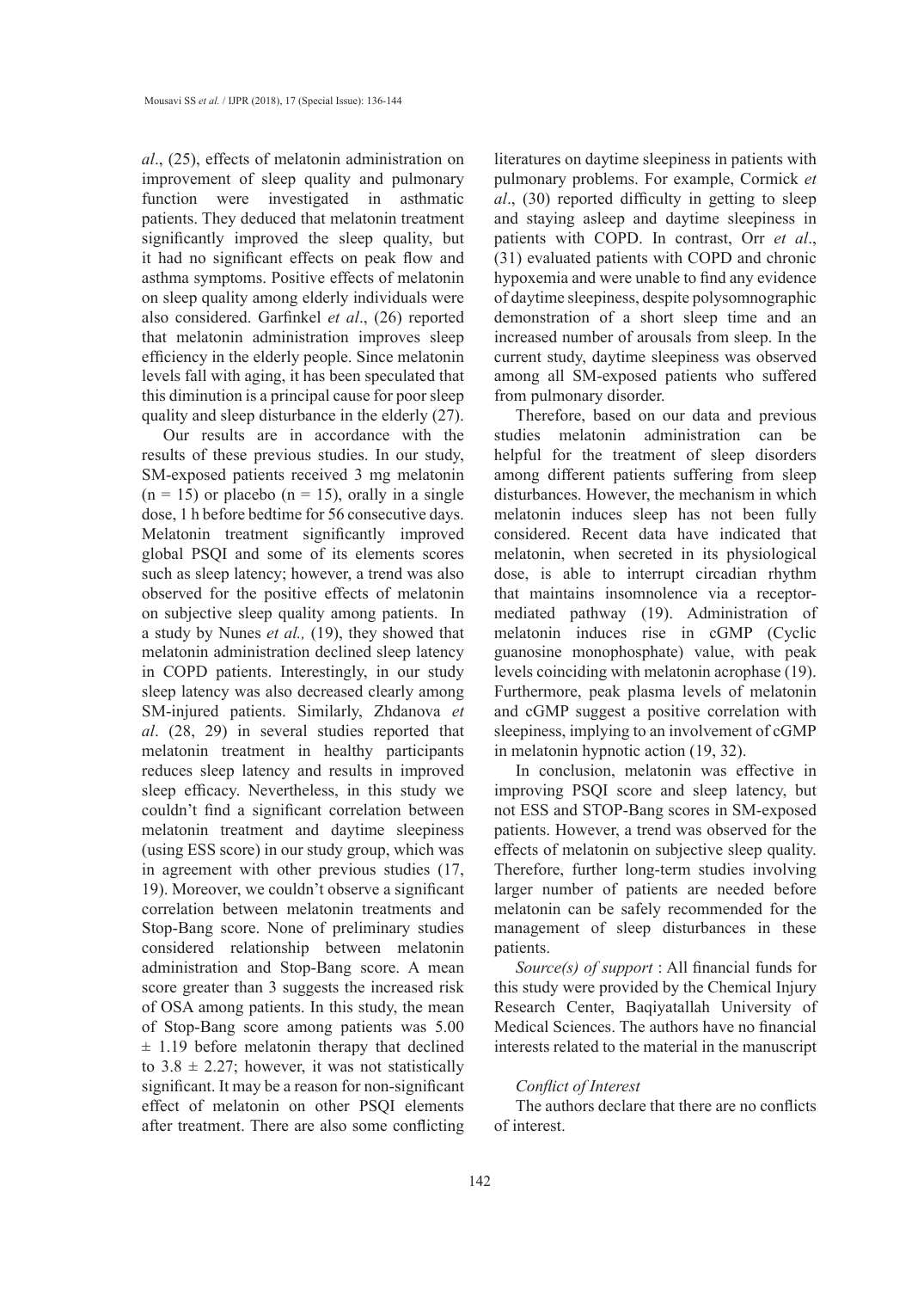*al*., (25), effects of melatonin administration on improvement of sleep quality and pulmonary function were investigated in asthmatic patients. They deduced that melatonin treatment significantly improved the sleep quality, but it had no significant effects on peak flow and asthma symptoms. Positive effects of melatonin on sleep quality among elderly individuals were also considered. Garfinkel *et al*., (26) reported that melatonin administration improves sleep efficiency in the elderly people. Since melatonin levels fall with aging, it has been speculated that this diminution is a principal cause for poor sleep quality and sleep disturbance in the elderly (27).

Our results are in accordance with the results of these previous studies. In our study, SM-exposed patients received 3 mg melatonin ($n = 15$) or placebo ($n = 15$), orally in a single dose, 1 h before bedtime for 56 consecutive days. Melatonin treatment significantly improved global PSQI and some of its elements scores such as sleep latency; however, a trend was also observed for the positive effects of melatonin on subjective sleep quality among patients. In a study by Nunes *et al.,* (19), they showed that melatonin administration declined sleep latency in COPD patients. Interestingly, in our study sleep latency was also decreased clearly among SM-injured patients. Similarly, Zhdanova *et al*. (28, 29) in several studies reported that melatonin treatment in healthy participants reduces sleep latency and results in improved sleep efficacy. Nevertheless, in this study we couldn't find a significant correlation between melatonin treatment and daytime sleepiness (using ESS score) in our study group, which was in agreement with other previous studies (17, 19). Moreover, we couldn't observe a significant correlation between melatonin treatments and Stop-Bang score. None of preliminary studies considered relationship between melatonin administration and Stop-Bang score. A mean score greater than 3 suggests the increased risk of OSA among patients. In this study, the mean of Stop-Bang score among patients was $5.00 \pm 1.19$ before melatonin therapy that declined to $3.8 \pm 2.27$; however, it was not statistically significant. It may be a reason for non-significant effect of melatonin on other PSQI elements after treatment. There are also some conflicting literatures on daytime sleepiness in patients with pulmonary problems. For example, Cormick *et al*., (30) reported difficulty in getting to sleep and staying asleep and daytime sleepiness in patients with COPD. In contrast, Orr *et al*., (31) evaluated patients with COPD and chronic hypoxemia and were unable to find any evidence of daytime sleepiness, despite polysomnographic demonstration of a short sleep time and an increased number of arousals from sleep. In the current study, daytime sleepiness was observed among all SM-exposed patients who suffered from pulmonary disorder.

Therefore, based on our data and previous studies melatonin administration can be helpful for the treatment of sleep disorders among different patients suffering from sleep disturbances. However, the mechanism in which melatonin induces sleep has not been fully considered. Recent data have indicated that melatonin, when secreted in its physiological dose, is able to interrupt circadian rhythm that maintains insomnolence via a receptor-mediated pathway (19). Administration of melatonin induces rise in cGMP (Cyclic guanosine monophosphate) value, with peak levels coinciding with melatonin acrophase (19). Furthermore, peak plasma levels of melatonin and cGMP suggest a positive correlation with sleepiness, implying to an involvement of cGMP in melatonin hypnotic action (19, 32).

In conclusion, melatonin was effective in improving PSQI score and sleep latency, but not ESS and STOP-Bang scores in SM-exposed patients. However, a trend was observed for the effects of melatonin on subjective sleep quality. Therefore, further long-term studies involving larger number of patients are needed before melatonin can be safely recommended for the management of sleep disturbances in these patients.

*Source(s) of support* : All financial funds for this study were provided by the Chemical Injury Research Center, Baqiyatallah University of Medical Sciences. The authors have no financial interests related to the material in the manuscript

*Conflict of Interest*

The authors declare that there are no conflicts of interest.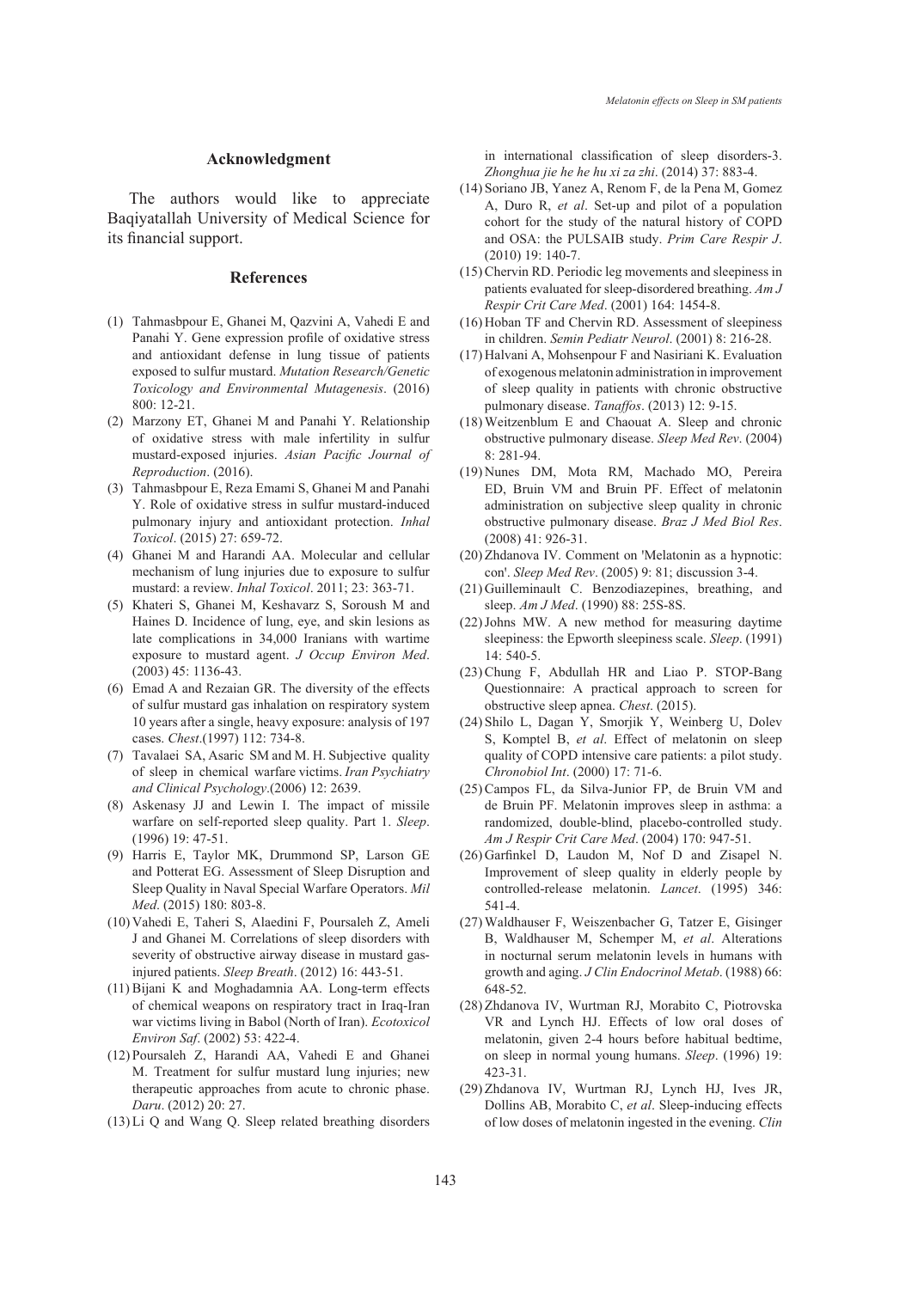## Acknowledgment

The authors would like to appreciate Baqiyatallah University of Medical Science for its financial support.

## References

(1) Tahmasbpour E, Ghanei M, Qazvini A, Vahedi E and Panahi Y. Gene expression profile of oxidative stress and antioxidant defense in lung tissue of patients exposed to sulfur mustard. *Mutation Research/Genetic Toxicology and Environmental Mutagenesis*. (2016) 800: 12-21.

(2) Marzony ET, Ghanei M and Panahi Y. Relationship of oxidative stress with male infertility in sulfur mustard-exposed injuries. *Asian Pacific Journal of Reproduction*. (2016).

(3) Tahmasbpour E, Reza Emami S, Ghanei M and Panahi Y. Role of oxidative stress in sulfur mustard-induced pulmonary injury and antioxidant protection. *Inhal Toxicol*. (2015) 27: 659-72.

(4) Ghanei M and Harandi AA. Molecular and cellular mechanism of lung injuries due to exposure to sulfur mustard: a review. *Inhal Toxicol*. 2011; 23: 363-71.

(5) Khateri S, Ghanei M, Keshavarz S, Soroush M and Haines D. Incidence of lung, eye, and skin lesions as late complications in 34,000 Iranians with wartime exposure to mustard agent. *J Occup Environ Med*. (2003) 45: 1136-43.

(6) Emad A and Rezaian GR. The diversity of the effects of sulfur mustard gas inhalation on respiratory system 10 years after a single, heavy exposure: analysis of 197 cases. *Chest*.(1997) 112: 734-8.

(7) Tavalaei SA, Asaric SM and M. H. Subjective quality of sleep in chemical warfare victims. *Iran Psychiatry and Clinical Psychology*.(2006) 12: 2639.

(8) Askenasy JJ and Lewin I. The impact of missile warfare on self-reported sleep quality. Part 1. *Sleep*. (1996) 19: 47-51.

(9) Harris E, Taylor MK, Drummond SP, Larson GE and Potterat EG. Assessment of Sleep Disruption and Sleep Quality in Naval Special Warfare Operators. *Mil Med*. (2015) 180: 803-8.

(10) Vahedi E, Taheri S, Alaedini F, Poursaleh Z, Ameli J and Ghanei M. Correlations of sleep disorders with severity of obstructive airway disease in mustard gas-injured patients. *Sleep Breath*. (2012) 16: 443-51.

(11) Bijani K and Moghadamnia AA. Long-term effects of chemical weapons on respiratory tract in Iraq-Iran war victims living in Babol (North of Iran). *Ecotoxicol Environ Saf*. (2002) 53: 422-4.

(12) Poursaleh Z, Harandi AA, Vahedi E and Ghanei M. Treatment for sulfur mustard lung injuries; new therapeutic approaches from acute to chronic phase. *Daru*. (2012) 20: 27.

(13) Li Q and Wang Q. Sleep related breathing disorders in international classification of sleep disorders-3. *Zhonghua jie he he hu xi za zhi*. (2014) 37: 883-4.

(14) Soriano JB, Yanez A, Renom F, de la Pena M, Gomez A, Duro R, *et al*. Set-up and pilot of a population cohort for the study of the natural history of COPD and OSA: the PULSAIB study. *Prim Care Respir J*. (2010) 19: 140-7.

(15) Chervin RD. Periodic leg movements and sleepiness in patients evaluated for sleep-disordered breathing. *Am J Respir Crit Care Med*. (2001) 164: 1454-8.

(16) Hoban TF and Chervin RD. Assessment of sleepiness in children. *Semin Pediatr Neurol*. (2001) 8: 216-28.

(17) Halvani A, Mohsenpour F and Nasiriani K. Evaluation of exogenous melatonin administration in improvement of sleep quality in patients with chronic obstructive pulmonary disease. *Tanaffos*. (2013) 12: 9-15.

(18) Weitzenblum E and Chaouat A. Sleep and chronic obstructive pulmonary disease. *Sleep Med Rev*. (2004) 8: 281-94.

(19) Nunes DM, Mota RM, Machado MO, Pereira ED, Bruin VM and Bruin PF. Effect of melatonin administration on subjective sleep quality in chronic obstructive pulmonary disease. *Braz J Med Biol Res*. (2008) 41: 926-31.

(20) Zhdanova IV. Comment on 'Melatonin as a hypnotic: con'. *Sleep Med Rev*. (2005) 9: 81; discussion 3-4.

(21) Guilleminault C. Benzodiazepines, breathing, and sleep. *Am J Med*. (1990) 88: 25S-8S.

(22) Johns MW. A new method for measuring daytime sleepiness: the Epworth sleepiness scale. *Sleep*. (1991) 14: 540-5.

(23) Chung F, Abdullah HR and Liao P. STOP-Bang Questionnaire: A practical approach to screen for obstructive sleep apnea. *Chest*. (2015).

(24) Shilo L, Dagan Y, Smorjik Y, Weinberg U, Dolev S, Komptel B, *et al*. Effect of melatonin on sleep quality of COPD intensive care patients: a pilot study. *Chronobiol Int*. (2000) 17: 71-6.

(25) Campos FL, da Silva-Junior FP, de Bruin VM and de Bruin PF. Melatonin improves sleep in asthma: a randomized, double-blind, placebo-controlled study. *Am J Respir Crit Care Med*. (2004) 170: 947-51.

(26) Garfinkel D, Laudon M, Nof D and Zisapel N. Improvement of sleep quality in elderly people by controlled-release melatonin. *Lancet*. (1995) 346: 541-4.

(27) Waldhauser F, Weiszenbacher G, Tatzer E, Gisinger B, Waldhauser M, Schemper M, *et al*. Alterations in nocturnal serum melatonin levels in humans with growth and aging. *J Clin Endocrinol Metab*. (1988) 66: 648-52.

(28) Zhdanova IV, Wurtman RJ, Morabito C, Piotrovska VR and Lynch HJ. Effects of low oral doses of melatonin, given 2-4 hours before habitual bedtime, on sleep in normal young humans. *Sleep*. (1996) 19: 423-31.

(29) Zhdanova IV, Wurtman RJ, Lynch HJ, Ives JR, Dollins AB, Morabito C, *et al*. Sleep-inducing effects of low doses of melatonin ingested in the evening. *Clin*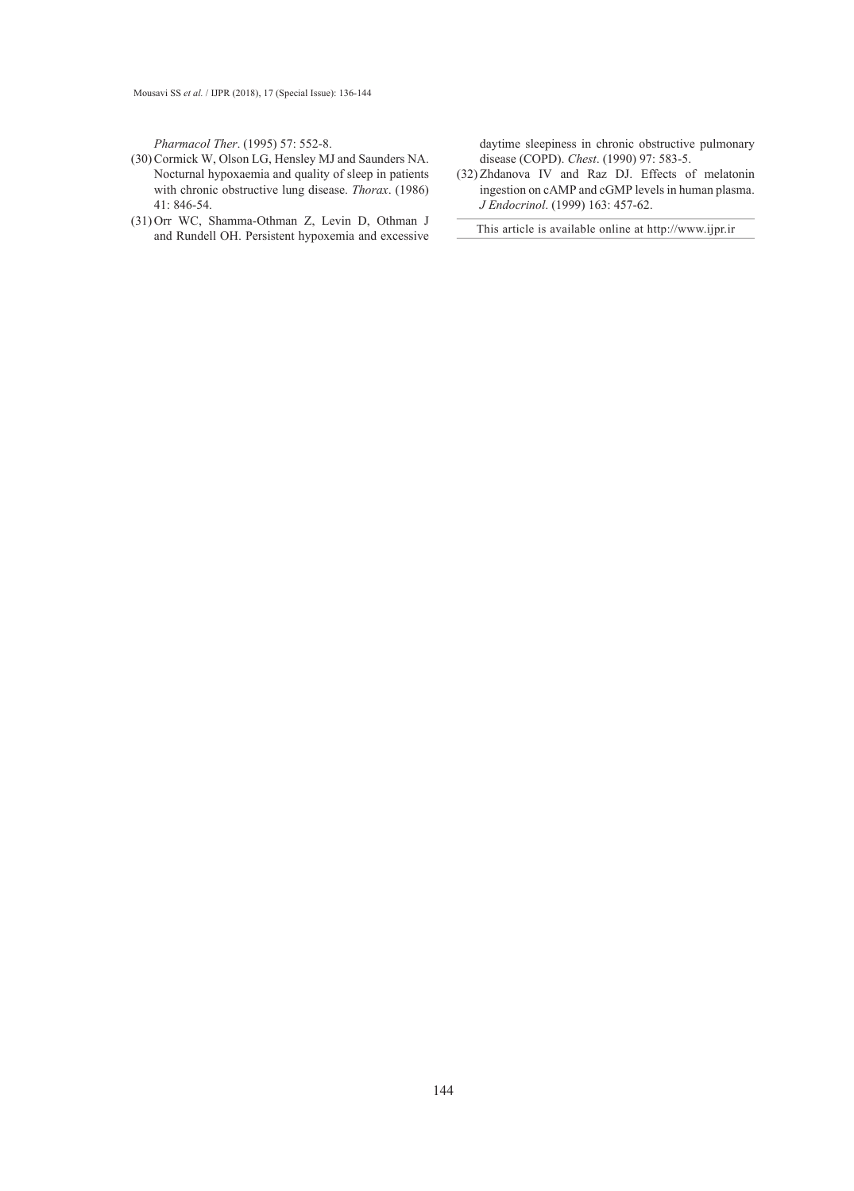*Pharmacol Ther*. (1995) 57: 552-8.

(30) Cormick W, Olson LG, Hensley MJ and Saunders NA. Nocturnal hypoxaemia and quality of sleep in patients with chronic obstructive lung disease. *Thorax*. (1986) 41: 846-54.

(31) Orr WC, Shamma-Othman Z, Levin D, Othman J and Rundell OH. Persistent hypoxemia and excessive daytime sleepiness in chronic obstructive pulmonary disease (COPD). *Chest*. (1990) 97: 583-5.

(32) Zhdanova IV and Raz DJ. Effects of melatonin ingestion on cAMP and cGMP levels in human plasma. *J Endocrinol*. (1999) 163: 457-62.

This article is available online at http://www.ijpr.ir